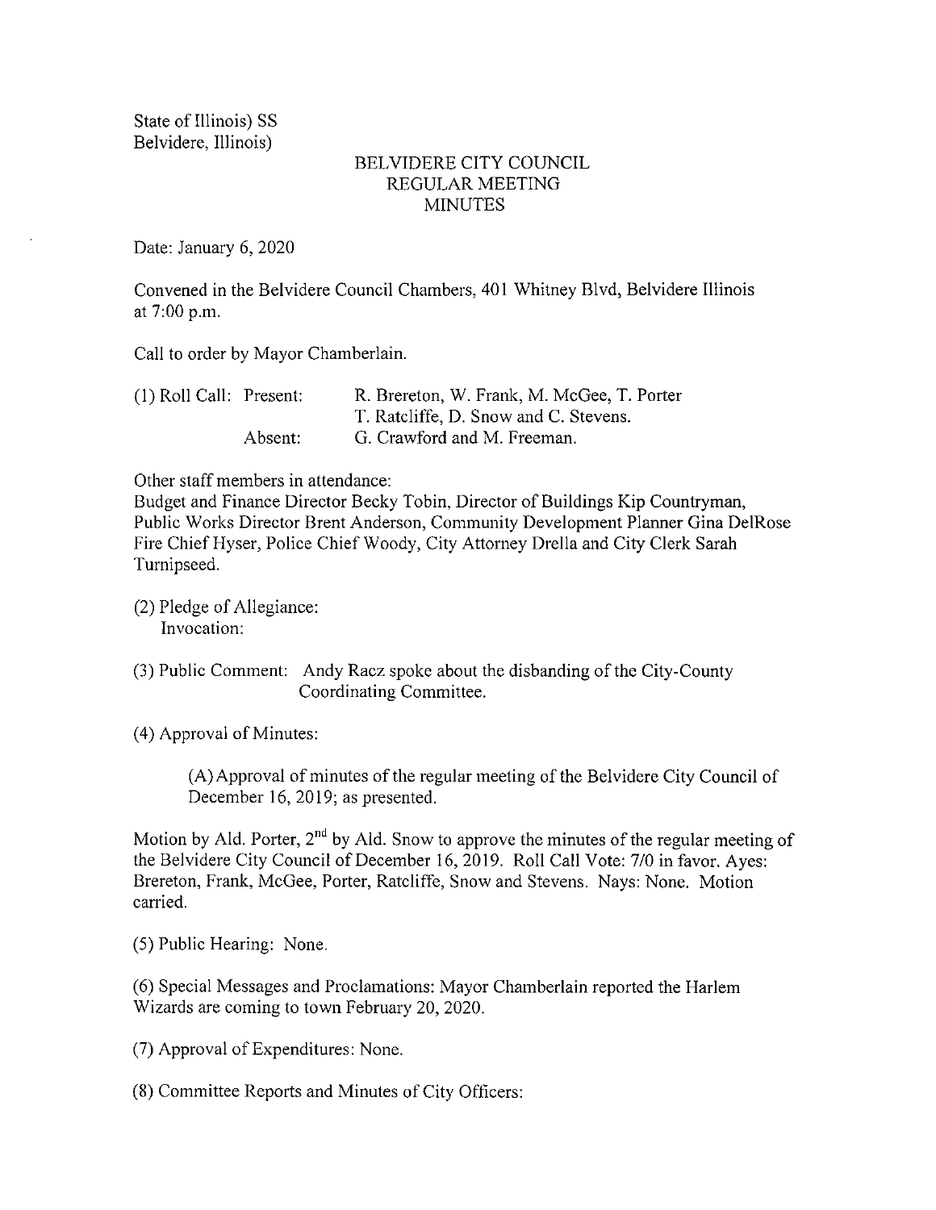State of Illinois) SS
Belvidere, Illinois)

# BELVIDERE CITY COUNCIL
## REGULAR MEETING
## MINUTES

Date: January 6, 2020

Convened in the Belvidere Council Chambers, 401 Whitney Blvd, Belvidere Illinois at 7:00 p.m.

Call to order by Mayor Chamberlain.

(1) Roll Call: Present: R. Brereton, W. Frank, M. McGee, T. Porter T. Ratcliffe, D. Snow and C. Stevens.
Absent: G. Crawford and M. Freeman.

Other staff members in attendance:
Budget and Finance Director Becky Tobin, Director of Buildings Kip Countryman, Public Works Director Brent Anderson, Community Development Planner Gina DelRose Fire Chief Hyser, Police Chief Woody, City Attorney Drella and City Clerk Sarah Turnipseed.

(2) Pledge of Allegiance:
Invocation:

(3) Public Comment: Andy Racz spoke about the disbanding of the City-County Coordinating Committee.

(4) Approval of Minutes:

(A) Approval of minutes of the regular meeting of the Belvidere City Council of December 16, 2019; as presented.

Motion by Ald. Porter, 2nd by Ald. Snow to approve the minutes of the regular meeting of the Belvidere City Council of December 16, 2019. Roll Call Vote: 7/0 in favor. Ayes: Brereton, Frank, McGee, Porter, Ratcliffe, Snow and Stevens. Nays: None. Motion carried.

(5) Public Hearing: None.

(6) Special Messages and Proclamations: Mayor Chamberlain reported the Harlem Wizards are coming to town February 20, 2020.

(7) Approval of Expenditures: None.

(8) Committee Reports and Minutes of City Officers: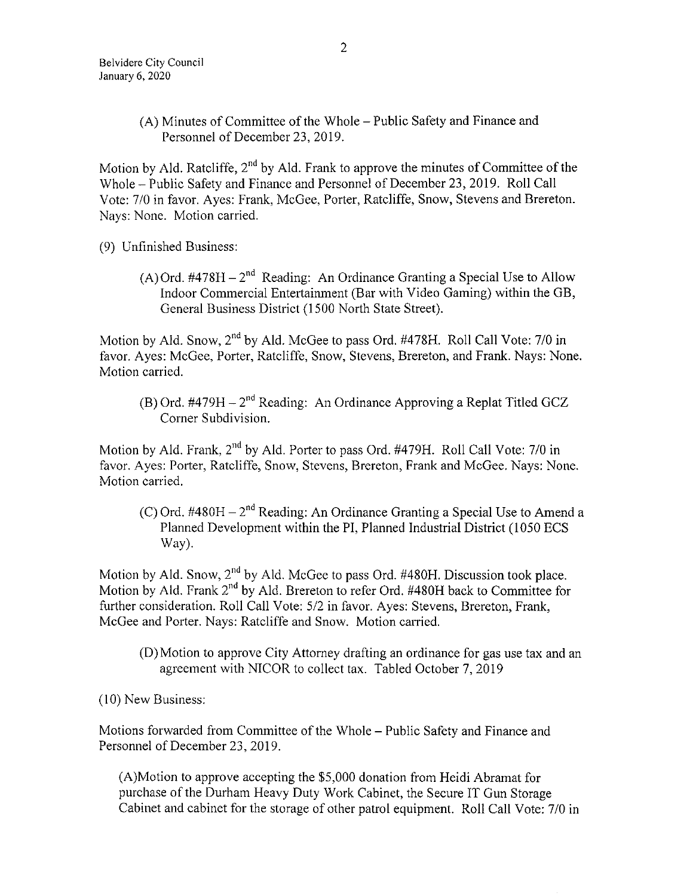(A) Minutes of Committee of the Whole – Public Safety and Finance and Personnel of December 23, 2019.

Motion by Ald. Ratcliffe, 2nd by Ald. Frank to approve the minutes of Committee of the Whole – Public Safety and Finance and Personnel of December 23, 2019. Roll Call Vote: 7/0 in favor. Ayes: Frank, McGee, Porter, Ratcliffe, Snow, Stevens and Brereton. Nays: None. Motion carried.

(9) Unfinished Business:

(A) Ord. #478H – 2nd Reading: An Ordinance Granting a Special Use to Allow Indoor Commercial Entertainment (Bar with Video Gaming) within the GB, General Business District (1500 North State Street).

Motion by Ald. Snow, 2nd by Ald. McGee to pass Ord. #478H. Roll Call Vote: 7/0 in favor. Ayes: McGee, Porter, Ratcliffe, Snow, Stevens, Brereton, and Frank. Nays: None. Motion carried.

(B) Ord. #479H – 2nd Reading: An Ordinance Approving a Replat Titled GCZ Corner Subdivision.

Motion by Ald. Frank, 2nd by Ald. Porter to pass Ord. #479H. Roll Call Vote: 7/0 in favor. Ayes: Porter, Ratcliffe, Snow, Stevens, Brereton, Frank and McGee. Nays: None. Motion carried.

(C) Ord. #480H – 2nd Reading: An Ordinance Granting a Special Use to Amend a Planned Development within the PI, Planned Industrial District (1050 ECS Way).

Motion by Ald. Snow, 2nd by Ald. McGee to pass Ord. #480H. Discussion took place. Motion by Ald. Frank 2nd by Ald. Brereton to refer Ord. #480H back to Committee for further consideration. Roll Call Vote: 5/2 in favor. Ayes: Stevens, Brereton, Frank, McGee and Porter. Nays: Ratcliffe and Snow. Motion carried.

(D) Motion to approve City Attorney drafting an ordinance for gas use tax and an agreement with NICOR to collect tax. Tabled October 7, 2019

(10) New Business:

Motions forwarded from Committee of the Whole – Public Safety and Finance and Personnel of December 23, 2019.

(A) Motion to approve accepting the $5,000 donation from Heidi Abramat for purchase of the Durham Heavy Duty Work Cabinet, the Secure IT Gun Storage Cabinet and cabinet for the storage of other patrol equipment. Roll Call Vote: 7/0 in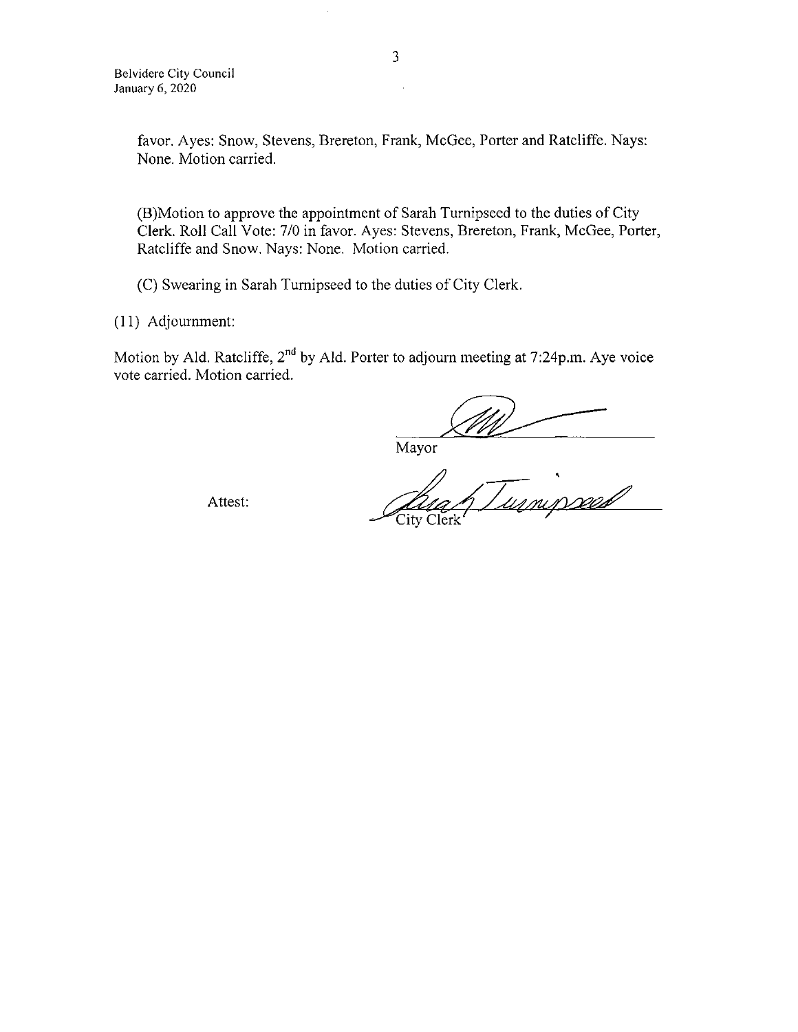favor. Ayes: Snow, Stevens, Brereton, Frank, McGee, Porter and Ratcliffe. Nays: None. Motion carried.

(B)Motion to approve the appointment of Sarah Turnipseed to the duties of City Clerk. Roll Call Vote: 7/0 in favor. Ayes: Stevens, Brereton, Frank, McGee, Porter, Ratcliffe and Snow. Nays: None. Motion carried.

(C) Swearing in Sarah Turnipseed to the duties of City Clerk.

(11) Adjournment:

Motion by Ald. Ratcliffe, 2nd by Ald. Porter to adjourn meeting at 7:24p.m. Aye voice vote carried. Motion carried.

Mayor

Attest:

City Clerk